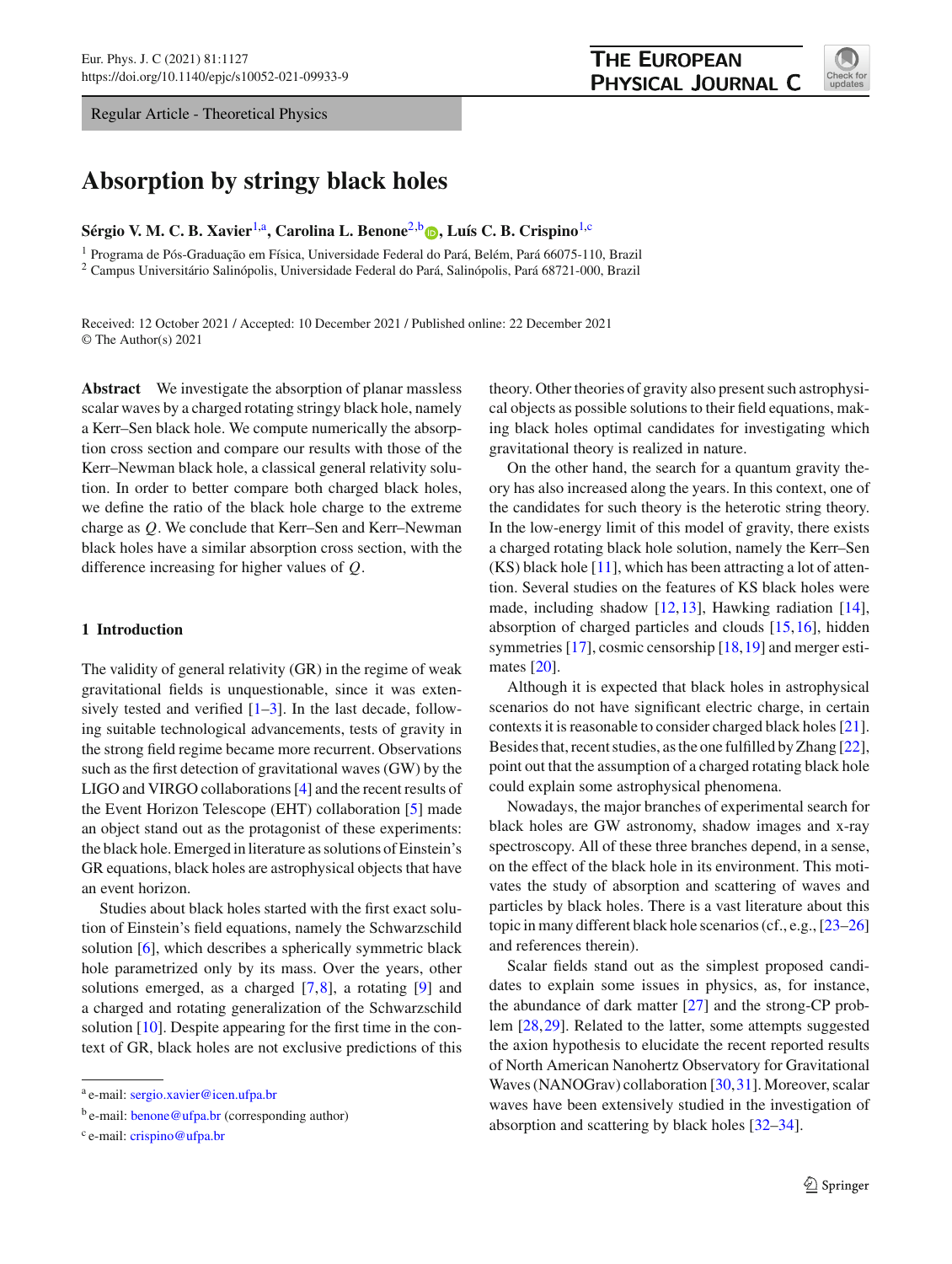Regular Article - Theoretical Physics

# Absorption by stringy black holes

**Sérgio V. M. C. B. Xavier**[1,a], **Carolina L. Benone**[2,b], **Luís C. B. Crispino**[1,c]

[1] Programa de Pós-Graduação em Física, Universidade Federal do Pará, Belém, Pará 66075-110, Brazil
[2] Campus Universitário Salinópolis, Universidade Federal do Pará, Salinópolis, Pará 68721-000, Brazil

Received: 12 October 2021 / Accepted: 10 December 2021 / Published online: 22 December 2021
© The Author(s) 2021

**Abstract** We investigate the absorption of planar massless scalar waves by a charged rotating stringy black hole, namely a Kerr–Sen black hole. We compute numerically the absorption cross section and compare our results with those of the Kerr–Newman black hole, a classical general relativity solution. In order to better compare both charged black holes, we define the ratio of the black hole charge to the extreme charge as $Q$. We conclude that Kerr–Sen and Kerr–Newman black holes have a similar absorption cross section, with the difference increasing for higher values of $Q$.

## 1 Introduction

The validity of general relativity (GR) in the regime of weak gravitational fields is unquestionable, since it was extensively tested and verified [1–3]. In the last decade, following suitable technological advancements, tests of gravity in the strong field regime became more recurrent. Observations such as the first detection of gravitational waves (GW) by the LIGO and VIRGO collaborations [4] and the recent results of the Event Horizon Telescope (EHT) collaboration [5] made an object stand out as the protagonist of these experiments: the black hole. Emerged in literature as solutions of Einstein's GR equations, black holes are astrophysical objects that have an event horizon.

Studies about black holes started with the first exact solution of Einstein's field equations, namely the Schwarzschild solution [6], which describes a spherically symmetric black hole parametrized only by its mass. Over the years, other solutions emerged, as a charged [7,8], a rotating [9] and a charged and rotating generalization of the Schwarzschild solution [10]. Despite appearing for the first time in the context of GR, black holes are not exclusive predictions of this theory. Other theories of gravity also present such astrophysical objects as possible solutions to their field equations, making black holes optimal candidates for investigating which gravitational theory is realized in nature.

On the other hand, the search for a quantum gravity theory has also increased along the years. In this context, one of the candidates for such theory is the heterotic string theory. In the low-energy limit of this model of gravity, there exists a charged rotating black hole solution, namely the Kerr–Sen (KS) black hole [11], which has been attracting a lot of attention. Several studies on the features of KS black holes were made, including shadow [12,13], Hawking radiation [14], absorption of charged particles and clouds [15,16], hidden symmetries [17], cosmic censorship [18,19] and merger estimates [20].

Although it is expected that black holes in astrophysical scenarios do not have significant electric charge, in certain contexts it is reasonable to consider charged black holes [21]. Besides that, recent studies, as the one fulfilled by Zhang [22], point out that the assumption of a charged rotating black hole could explain some astrophysical phenomena.

Nowadays, the major branches of experimental search for black holes are GW astronomy, shadow images and x-ray spectroscopy. All of these three branches depend, in a sense, on the effect of the black hole in its environment. This motivates the study of absorption and scattering of waves and particles by black holes. There is a vast literature about this topic in many different black hole scenarios (cf., e.g., [23–26] and references therein).

Scalar fields stand out as the simplest proposed candidates to explain some issues in physics, as, for instance, the abundance of dark matter [27] and the strong-CP problem [28,29]. Related to the latter, some attempts suggested the axion hypothesis to elucidate the recent reported results of North American Nanohertz Observatory for Gravitational Waves (NANOGrav) collaboration [30,31]. Moreover, scalar waves have been extensively studied in the investigation of absorption and scattering by black holes [32–34].

---

[a] e-mail: sergio.xavier@icen.ufpa.br
[b] e-mail: benone@ufpa.br (corresponding author)
[c] e-mail: crispino@ufpa.br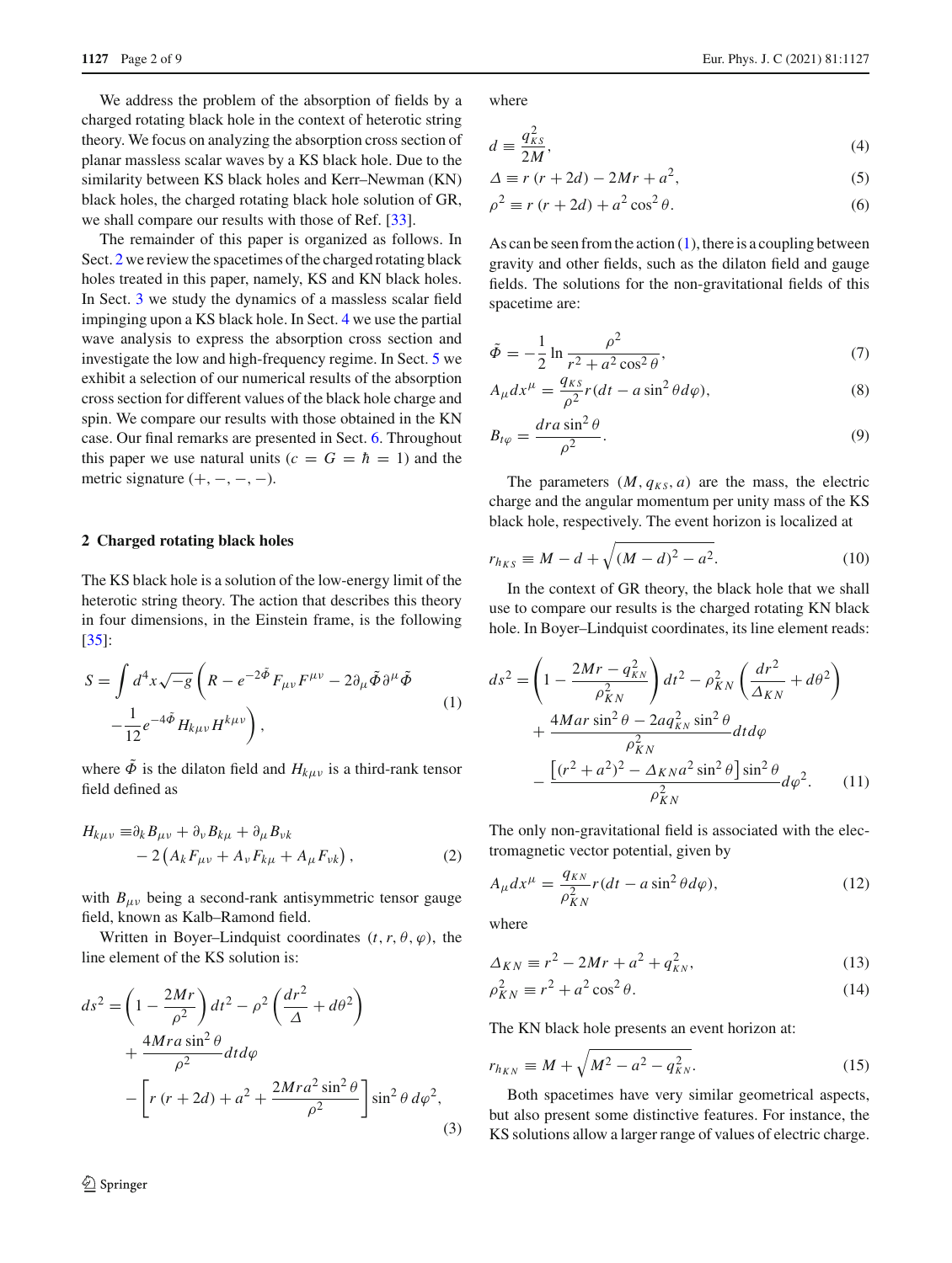We address the problem of the absorption of fields by a charged rotating black hole in the context of heterotic string theory. We focus on analyzing the absorption cross section of planar massless scalar waves by a KS black hole. Due to the similarity between KS black holes and Kerr–Newman (KN) black holes, the charged rotating black hole solution of GR, we shall compare our results with those of Ref. [33].

The remainder of this paper is organized as follows. In Sect. 2 we review the spacetimes of the charged rotating black holes treated in this paper, namely, KS and KN black holes. In Sect. 3 we study the dynamics of a massless scalar field impinging upon a KS black hole. In Sect. 4 we use the partial wave analysis to express the absorption cross section and investigate the low and high-frequency regime. In Sect. 5 we exhibit a selection of our numerical results of the absorption cross section for different values of the black hole charge and spin. We compare our results with those obtained in the KN case. Our final remarks are presented in Sect. 6. Throughout this paper we use natural units ($c = G = \hbar = 1$) and the metric signature $(+, -, -, -)$.

## 2 Charged rotating black holes

The KS black hole is a solution of the low-energy limit of the heterotic string theory. The action that describes this theory in four dimensions, in the Einstein frame, is the following [35]:

$$S = \int d^4x \sqrt{-g} \left( R - e^{-2\tilde{\Phi}} F_{\mu\nu} F^{\mu\nu} - 2\partial_\mu \tilde{\Phi} \partial^\mu \tilde{\Phi} - \frac{1}{12} e^{-4\tilde{\Phi}} H_{k\mu\nu} H^{k\mu\nu} \right), \tag{1}$$

where $\tilde{\Phi}$ is the dilaton field and $H_{k\mu\nu}$ is a third-rank tensor field defined as

$$H_{k\mu\nu} \equiv \partial_k B_{\mu\nu} + \partial_\nu B_{k\mu} + \partial_\mu B_{\nu k} - 2\left( A_k F_{\mu\nu} + A_\nu F_{k\mu} + A_\mu F_{\nu k} \right), \tag{2}$$

with $B_{\mu\nu}$ being a second-rank antisymmetric tensor gauge field, known as Kalb–Ramond field.

Written in Boyer–Lindquist coordinates $(t, r, \theta, \varphi)$, the line element of the KS solution is:

$$ds^2 = \left(1 - \frac{2Mr}{\rho^2}\right) dt^2 - \rho^2 \left( \frac{dr^2}{\Delta} + d\theta^2 \right) + \frac{4Mra \sin^2\theta}{\rho^2} dt d\varphi - \left[ r(r + 2d) + a^2 + \frac{2Mra^2 \sin^2\theta}{\rho^2} \right] \sin^2\theta \, d\varphi^2, \tag{3}$$

where

$$d \equiv \frac{q_{_{KS}}^2}{2M}, \tag{4}$$

$$\Delta \equiv r(r + 2d) - 2Mr + a^2, \tag{5}$$

$$\rho^2 \equiv r(r + 2d) + a^2 \cos^2\theta. \tag{6}$$

As can be seen from the action (1), there is a coupling between gravity and other fields, such as the dilaton field and gauge fields. The solutions for the non-gravitational fields of this spacetime are:

$$\tilde{\Phi} = -\frac{1}{2} \ln \frac{\rho^2}{r^2 + a^2 \cos^2\theta}, \tag{7}$$

$$A_\mu dx^\mu = \frac{q_{_{KS}}}{\rho^2} r(dt - a \sin^2\theta d\varphi), \tag{8}$$

$$B_{t\varphi} = \frac{dra \sin^2\theta}{\rho^2}. \tag{9}$$

The parameters $(M, q_{_{KS}}, a)$ are the mass, the electric charge and the angular momentum per unity mass of the KS black hole, respectively. The event horizon is localized at

$$r_{h_{KS}} \equiv M - d + \sqrt{(M - d)^2 - a^2}. \tag{10}$$

In the context of GR theory, the black hole that we shall use to compare our results is the charged rotating KN black hole. In Boyer–Lindquist coordinates, its line element reads:

$$ds^2 = \left(1 - \frac{2Mr - q_{_{KN}}^2}{\rho_{_{KN}}^2}\right) dt^2 - \rho_{_{KN}}^2 \left( \frac{dr^2}{\Delta_{_{KN}}} + d\theta^2 \right) + \frac{4Mar \sin^2\theta - 2aq_{_{KN}}^2 \sin^2\theta}{\rho_{_{KN}}^2} dt d\varphi - \frac{\left[ (r^2 + a^2)^2 - \Delta_{_{KN}} a^2 \sin^2\theta \right] \sin^2\theta}{\rho_{_{KN}}^2} d\varphi^2. \tag{11}$$

The only non-gravitational field is associated with the electromagnetic vector potential, given by

$$A_\mu dx^\mu = \frac{q_{_{KN}}}{\rho_{_{KN}}^2} r(dt - a \sin^2\theta d\varphi), \tag{12}$$

where

$$\Delta_{_{KN}} \equiv r^2 - 2Mr + a^2 + q_{_{KN}}^2, \tag{13}$$

$$\rho_{_{KN}}^2 \equiv r^2 + a^2 \cos^2\theta. \tag{14}$$

The KN black hole presents an event horizon at:

$$r_{h_{KN}} \equiv M + \sqrt{M^2 - a^2 - q_{_{KN}}^2}. \tag{15}$$

Both spacetimes have very similar geometrical aspects, but also present some distinctive features. For instance, the KS solutions allow a larger range of values of electric charge.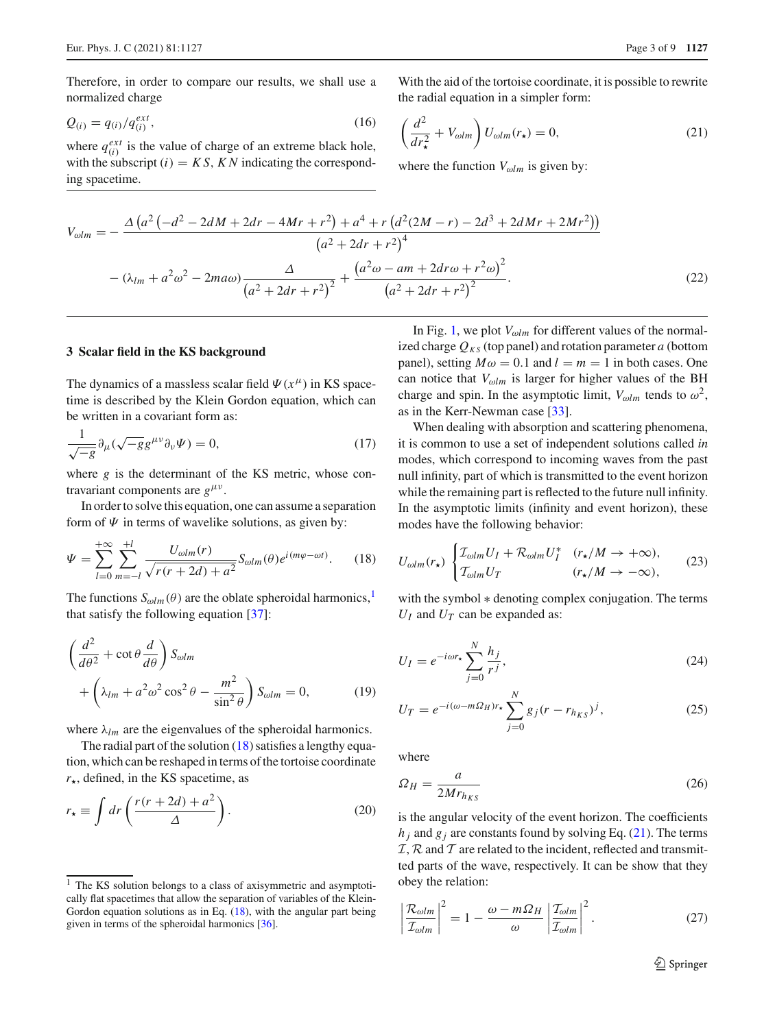Therefore, in order to compare our results, we shall use a normalized charge

$$Q_{(i)} = q_{(i)}/q_{(i)}^{ext}, \tag{16}$$

where $q_{(i)}^{ext}$ is the value of charge of an extreme black hole, with the subscript $(i) = KS, KN$ indicating the corresponding spacetime.

With the aid of the tortoise coordinate, it is possible to rewrite the radial equation in a simpler form:

$$\left(\frac{d^2}{dr_\star^2} + V_{\omega lm}\right) U_{\omega lm}(r_\star) = 0, \tag{21}$$

where the function $V_{\omega lm}$ is given by:

$$V_{\omega lm} = -\frac{\Delta\left(a^2\left(-d^2 - 2dM + 2dr - 4Mr + r^2\right) + a^4 + r\left(d^2(2M - r) - 2d^3 + 2dMr + 2Mr^2\right)\right)}{\left(a^2 + 2dr + r^2\right)^4} - (\lambda_{lm} + a^2\omega^2 - 2ma\omega)\frac{\Delta}{\left(a^2 + 2dr + r^2\right)^2} + \frac{\left(a^2\omega - am + 2dr\omega + r^2\omega\right)^2}{\left(a^2 + 2dr + r^2\right)^2}. \tag{22}$$

## 3 Scalar field in the KS background

The dynamics of a massless scalar field $\Psi(x^\mu)$ in KS spacetime is described by the Klein Gordon equation, which can be written in a covariant form as:

$$\frac{1}{\sqrt{-g}}\partial_\mu(\sqrt{-g}g^{\mu\nu}\partial_\nu\Psi) = 0, \tag{17}$$

where $g$ is the determinant of the KS metric, whose contravariant components are $g^{\mu\nu}$.

In order to solve this equation, one can assume a separation form of $\Psi$ in terms of wavelike solutions, as given by:

$$\Psi = \sum_{l=0}^{+\infty}\sum_{m=-l}^{+l}\frac{U_{\omega lm}(r)}{\sqrt{r(r+2d)+a^2}}S_{\omega lm}(\theta)e^{i(m\varphi - \omega t)}. \tag{18}$$

The functions $S_{\omega lm}(\theta)$ are the oblate spheroidal harmonics,[1] that satisfy the following equation [37]:

$$\left(\frac{d^2}{d\theta^2} + \cot\theta\frac{d}{d\theta}\right)S_{\omega lm} + \left(\lambda_{lm} + a^2\omega^2\cos^2\theta - \frac{m^2}{\sin^2\theta}\right)S_{\omega lm} = 0, \tag{19}$$

where $\lambda_{lm}$ are the eigenvalues of the spheroidal harmonics.

The radial part of the solution (18) satisfies a lengthy equation, which can be reshaped in terms of the tortoise coordinate $r_\star$, defined, in the KS spacetime, as

$$r_\star \equiv \int dr\left(\frac{r(r+2d)+a^2}{\Delta}\right). \tag{20}$$

In Fig. 1, we plot $V_{\omega lm}$ for different values of the normalized charge $Q_{KS}$ (top panel) and rotation parameter $a$ (bottom panel), setting $M\omega = 0.1$ and $l = m = 1$ in both cases. One can notice that $V_{\omega lm}$ is larger for higher values of the BH charge and spin. In the asymptotic limit, $V_{\omega lm}$ tends to $\omega^2$, as in the Kerr-Newman case [33].

When dealing with absorption and scattering phenomena, it is common to use a set of independent solutions called *in* modes, which correspond to incoming waves from the past null infinity, part of which is transmitted to the event horizon while the remaining part is reflected to the future null infinity. In the asymptotic limits (infinity and event horizon), these modes have the following behavior:

$$U_{\omega lm}(r_\star)\begin{cases}\mathcal{I}_{\omega lm}U_I + \mathcal{R}_{\omega lm}U_I^* & (r_\star/M \to +\infty),\\ \mathcal{T}_{\omega lm}U_T & (r_\star/M \to -\infty),\end{cases} \tag{23}$$

with the symbol $*$ denoting complex conjugation. The terms $U_I$ and $U_T$ can be expanded as:

$$U_I = e^{-i\omega r_\star}\sum_{j=0}^{N}\frac{h_j}{r^j}, \tag{24}$$

$$U_T = e^{-i(\omega - m\Omega_H)r_\star}\sum_{j=0}^{N}g_j(r - r_{h_{KS}})^j, \tag{25}$$

where

$$\Omega_H = \frac{a}{2Mr_{h_{KS}}} \tag{26}$$

is the angular velocity of the event horizon. The coefficients $h_j$ and $g_j$ are constants found by solving Eq. (21). The terms $\mathcal{I}, \mathcal{R}$ and $\mathcal{T}$ are related to the incident, reflected and transmitted parts of the wave, respectively. It can be show that they obey the relation:

$$\left|\frac{\mathcal{R}_{\omega lm}}{\mathcal{I}_{\omega lm}}\right|^2 = 1 - \frac{\omega - m\Omega_H}{\omega}\left|\frac{\mathcal{T}_{\omega lm}}{\mathcal{I}_{\omega lm}}\right|^2. \tag{27}$$

[1] The KS solution belongs to a class of axisymmetric and asymptotically flat spacetimes that allow the separation of variables of the Klein-Gordon equation solutions as in Eq. (18), with the angular part being given in terms of the spheroidal harmonics [36].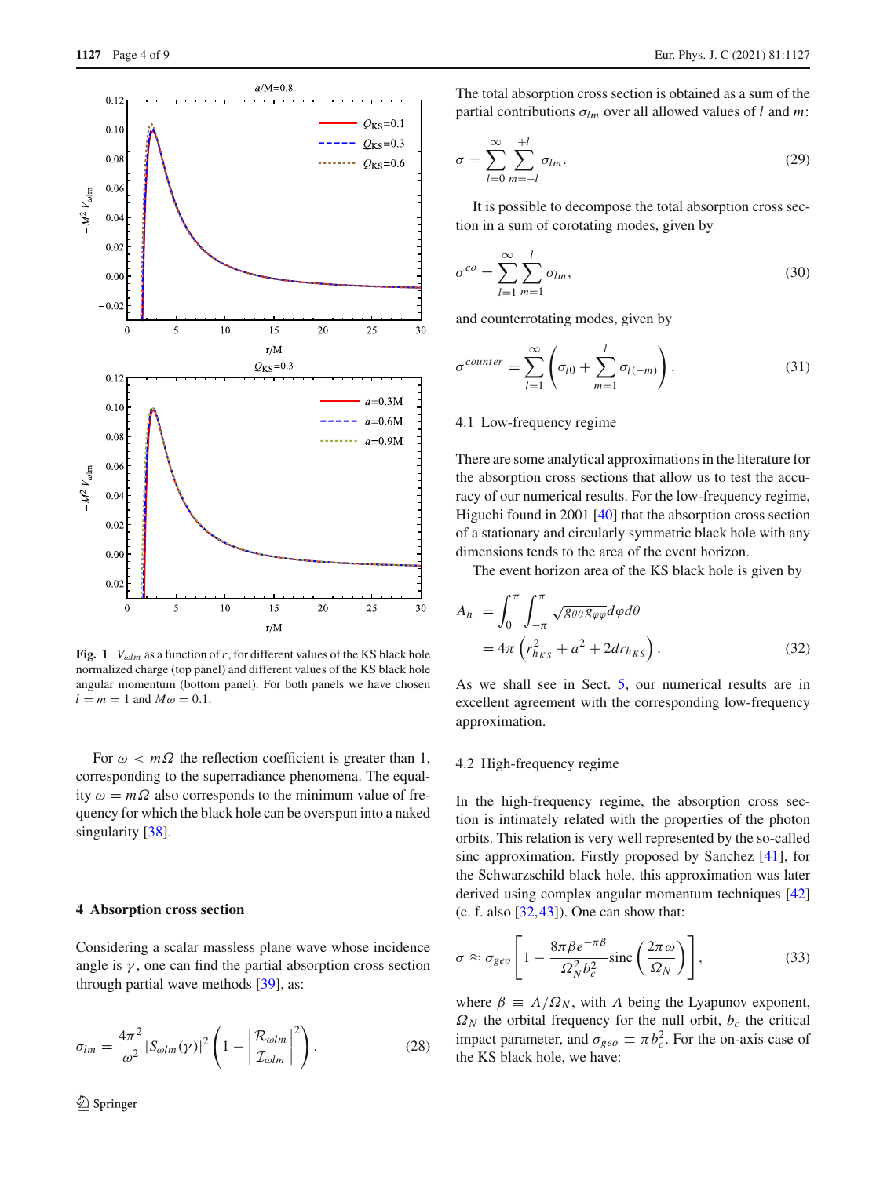Fig. 1 $V_{\omega lm}$ as a function of $r$, for different values of the KS black hole normalized charge (top panel) and different values of the KS black hole angular momentum (bottom panel). For both panels we have chosen $l = m = 1$ and $M\omega = 0.1$.

For $\omega < m\Omega$ the reflection coefficient is greater than 1, corresponding to the superradiance phenomena. The equality $\omega = m\Omega$ also corresponds to the minimum value of frequency for which the black hole can be overspun into a naked singularity [38].

## 4 Absorption cross section

Considering a scalar massless plane wave whose incidence angle is $\gamma$, one can find the partial absorption cross section through partial wave methods [39], as:

$$\sigma_{lm} = \frac{4\pi^2}{\omega^2}|S_{\omega lm}(\gamma)|^2 \left(1 - \left|\frac{\mathcal{R}_{\omega lm}}{\mathcal{I}_{\omega lm}}\right|^2\right). \tag{28}$$

The total absorption cross section is obtained as a sum of the partial contributions $\sigma_{lm}$ over all allowed values of $l$ and $m$:

$$\sigma = \sum_{l=0}^{\infty} \sum_{m=-l}^{+l} \sigma_{lm}. \tag{29}$$

It is possible to decompose the total absorption cross section in a sum of corotating modes, given by

$$\sigma^{co} = \sum_{l=1}^{\infty} \sum_{m=1}^{l} \sigma_{lm}, \tag{30}$$

and counterrotating modes, given by

$$\sigma^{counter} = \sum_{l=1}^{\infty} \left(\sigma_{l0} + \sum_{m=1}^{l} \sigma_{l(-m)}\right). \tag{31}$$

### 4.1 Low-frequency regime

There are some analytical approximations in the literature for the absorption cross sections that allow us to test the accuracy of our numerical results. For the low-frequency regime, Higuchi found in 2001 [40] that the absorption cross section of a stationary and circularly symmetric black hole with any dimensions tends to the area of the event horizon.

The event horizon area of the KS black hole is given by

$$\begin{aligned} A_h &= \int_0^{\pi} \int_{-\pi}^{\pi} \sqrt{g_{\theta\theta} g_{\varphi\varphi}} d\varphi d\theta \\ &= 4\pi \left(r_{h_{KS}}^2 + a^2 + 2d r_{h_{KS}}\right). \end{aligned} \tag{32}$$

As we shall see in Sect. 5, our numerical results are in excellent agreement with the corresponding low-frequency approximation.

### 4.2 High-frequency regime

In the high-frequency regime, the absorption cross section is intimately related with the properties of the photon orbits. This relation is very well represented by the so-called sinc approximation. Firstly proposed by Sanchez [41], for the Schwarzschild black hole, this approximation was later derived using complex angular momentum techniques [42] (c. f. also [32,43]). One can show that:

$$\sigma \approx \sigma_{geo} \left[1 - \frac{8\pi\beta e^{-\pi\beta}}{\Omega_N^2 b_c^2} \text{sinc}\left(\frac{2\pi\omega}{\Omega_N}\right)\right], \tag{33}$$

where $\beta \equiv \Lambda/\Omega_N$, with $\Lambda$ being the Lyapunov exponent, $\Omega_N$ the orbital frequency for the null orbit, $b_c$ the critical impact parameter, and $\sigma_{geo} \equiv \pi b_c^2$. For the on-axis case of the KS black hole, we have: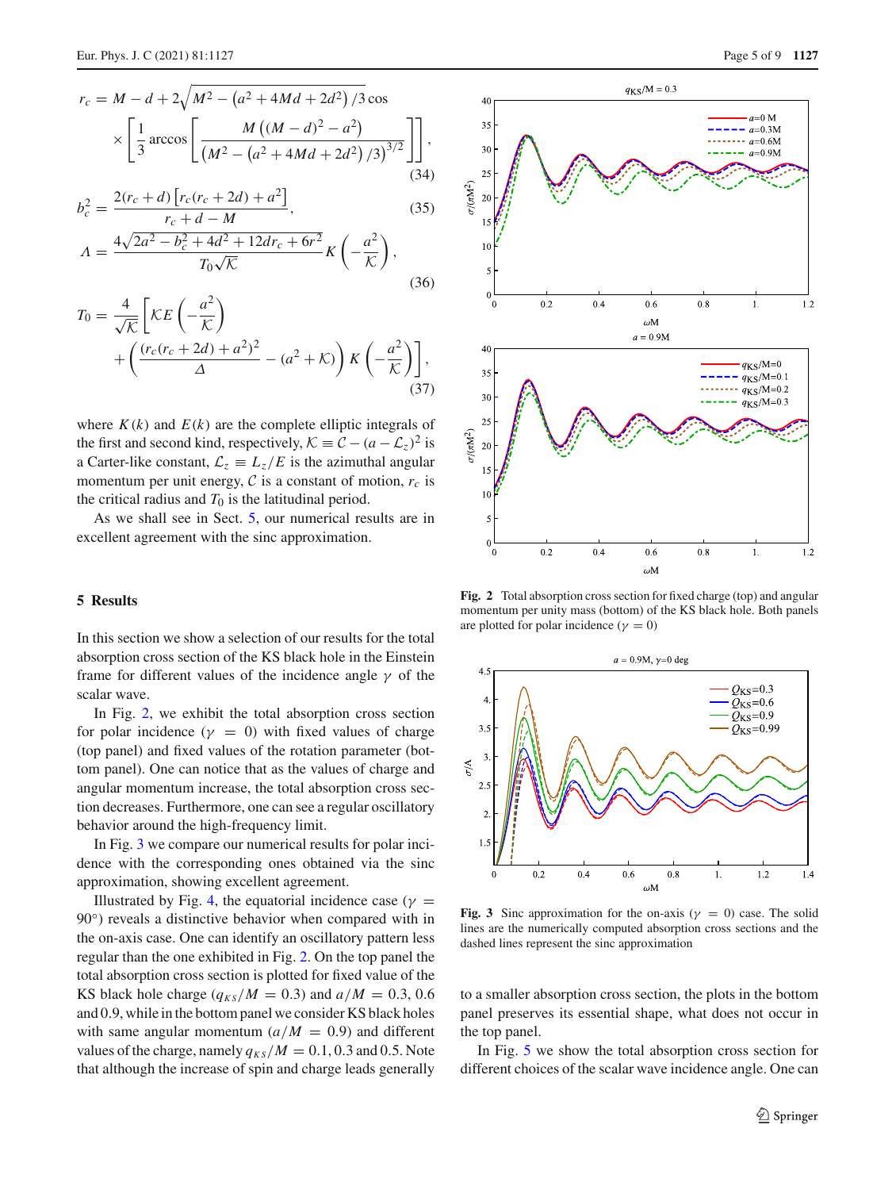$$r_c = M - d + 2\sqrt{M^2 - \left(a^2 + 4Md + 2d^2\right)/3}\cos \times \left[\frac{1}{3}\arccos\left[\frac{M\left((M-d)^2 - a^2\right)}{\left(M^2 - \left(a^2 + 4Md + 2d^2\right)/3\right)^{3/2}}\right]\right], \tag{34}$$

$$b_c^2 = \frac{2(r_c + d)\left[r_c(r_c + 2d) + a^2\right]}{r_c + d - M}, \tag{35}$$

$$\Lambda = \frac{4\sqrt{2a^2 - b_c^2 + 4d^2 + 12dr_c + 6r^2}}{T_0\sqrt{\mathcal{K}}} K\left(-\frac{a^2}{\mathcal{K}}\right), \tag{36}$$

$$T_0 = \frac{4}{\sqrt{\mathcal{K}}}\left[\mathcal{K}E\left(-\frac{a^2}{\mathcal{K}}\right) + \left(\frac{(r_c(r_c + 2d) + a^2)^2}{\Delta} - (a^2 + \mathcal{K})\right) K\left(-\frac{a^2}{\mathcal{K}}\right)\right], \tag{37}$$

where $K(k)$ and $E(k)$ are the complete elliptic integrals of the first and second kind, respectively, $\mathcal{K} \equiv \mathcal{C} - (a - \mathcal{L}_z)^2$ is a Carter-like constant, $\mathcal{L}_z \equiv L_z/E$ is the azimuthal angular momentum per unit energy, $\mathcal{C}$ is a constant of motion, $r_c$ is the critical radius and $T_0$ is the latitudinal period.

As we shall see in Sect. 5, our numerical results are in excellent agreement with the sinc approximation.

## 5 Results

In this section we show a selection of our results for the total absorption cross section of the KS black hole in the Einstein frame for different values of the incidence angle $\gamma$ of the scalar wave.

In Fig. 2, we exhibit the total absorption cross section for polar incidence ($\gamma = 0$) with fixed values of charge (top panel) and fixed values of the rotation parameter (bottom panel). One can notice that as the values of charge and angular momentum increase, the total absorption cross section decreases. Furthermore, one can see a regular oscillatory behavior around the high-frequency limit.

In Fig. 3 we compare our numerical results for polar incidence with the corresponding ones obtained via the sinc approximation, showing excellent agreement.

Illustrated by Fig. 4, the equatorial incidence case ($\gamma = 90°$) reveals a distinctive behavior when compared with in the on-axis case. One can identify an oscillatory pattern less regular than the one exhibited in Fig. 2. On the top panel the total absorption cross section is plotted for fixed value of the KS black hole charge ($q_{KS}/M = 0.3$) and $a/M = 0.3$, 0.6 and 0.9, while in the bottom panel we consider KS black holes with same angular momentum ($a/M = 0.9$) and different values of the charge, namely $q_{KS}/M = 0.1, 0.3$ and 0.5. Note that although the increase of spin and charge leads generally to a smaller absorption cross section, the plots in the bottom panel preserves its essential shape, what does not occur in the top panel.

In Fig. 5 we show the total absorption cross section for different choices of the scalar wave incidence angle. One can

**Fig. 2** Total absorption cross section for fixed charge (top) and angular momentum per unity mass (bottom) of the KS black hole. Both panels are plotted for polar incidence ($\gamma = 0$)

**Fig. 3** Sinc approximation for the on-axis ($\gamma = 0$) case. The solid lines are the numerically computed absorption cross sections and the dashed lines represent the sinc approximation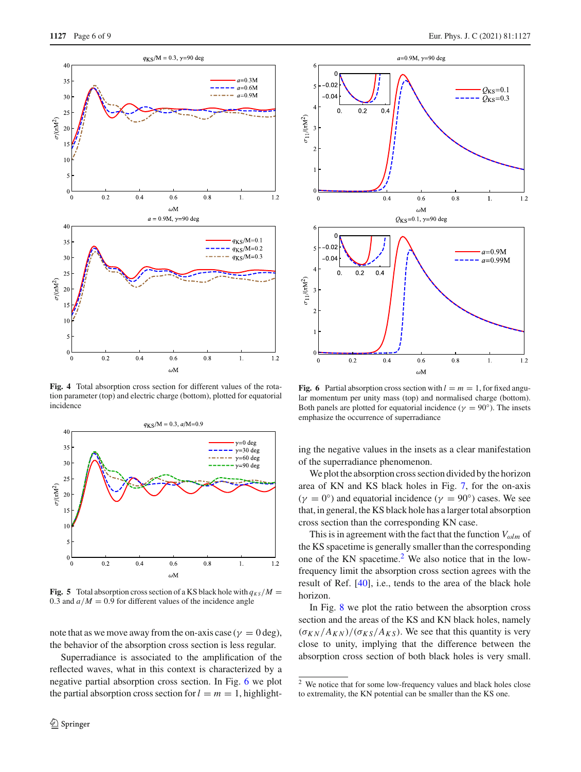**Fig. 4** Total absorption cross section for different values of the rotation parameter (top) and electric charge (bottom), plotted for equatorial incidence

**Fig. 5** Total absorption cross section of a KS black hole with $q_{KS}/M = 0.3$ and $a/M = 0.9$ for different values of the incidence angle

note that as we move away from the on-axis case ($\gamma = 0$ deg), the behavior of the absorption cross section is less regular.

Superradiance is associated to the amplification of the reflected waves, what in this context is characterized by a negative partial absorption cross section. In Fig. 6 we plot the partial absorption cross section for $l = m = 1$, highlighting the negative values in the insets as a clear manifestation of the superradiance phenomenon.

**Fig. 6** Partial absorption cross section with $l = m = 1$, for fixed angular momentum per unity mass (top) and normalised charge (bottom). Both panels are plotted for equatorial incidence ($\gamma = 90°$). The insets emphasize the occurrence of superradiance

We plot the absorption cross section divided by the horizon area of KN and KS black holes in Fig. 7, for the on-axis ($\gamma = 0°$) and equatorial incidence ($\gamma = 90°$) cases. We see that, in general, the KS black hole has a larger total absorption cross section than the corresponding KN case.

This is in agreement with the fact that the function $V_{\omega lm}$ of the KS spacetime is generally smaller than the corresponding one of the KN spacetime.[2] We also notice that in the low-frequency limit the absorption cross section agrees with the result of Ref. [40], i.e., tends to the area of the black hole horizon.

In Fig. 8 we plot the ratio between the absorption cross section and the areas of the KS and KN black holes, namely $(\sigma_{KN}/A_{KN})/(\sigma_{KS}/A_{KS})$. We see that this quantity is very close to unity, implying that the difference between the absorption cross section of both black holes is very small.

[2] We notice that for some low-frequency values and black holes close to extremality, the KN potential can be smaller than the KS one.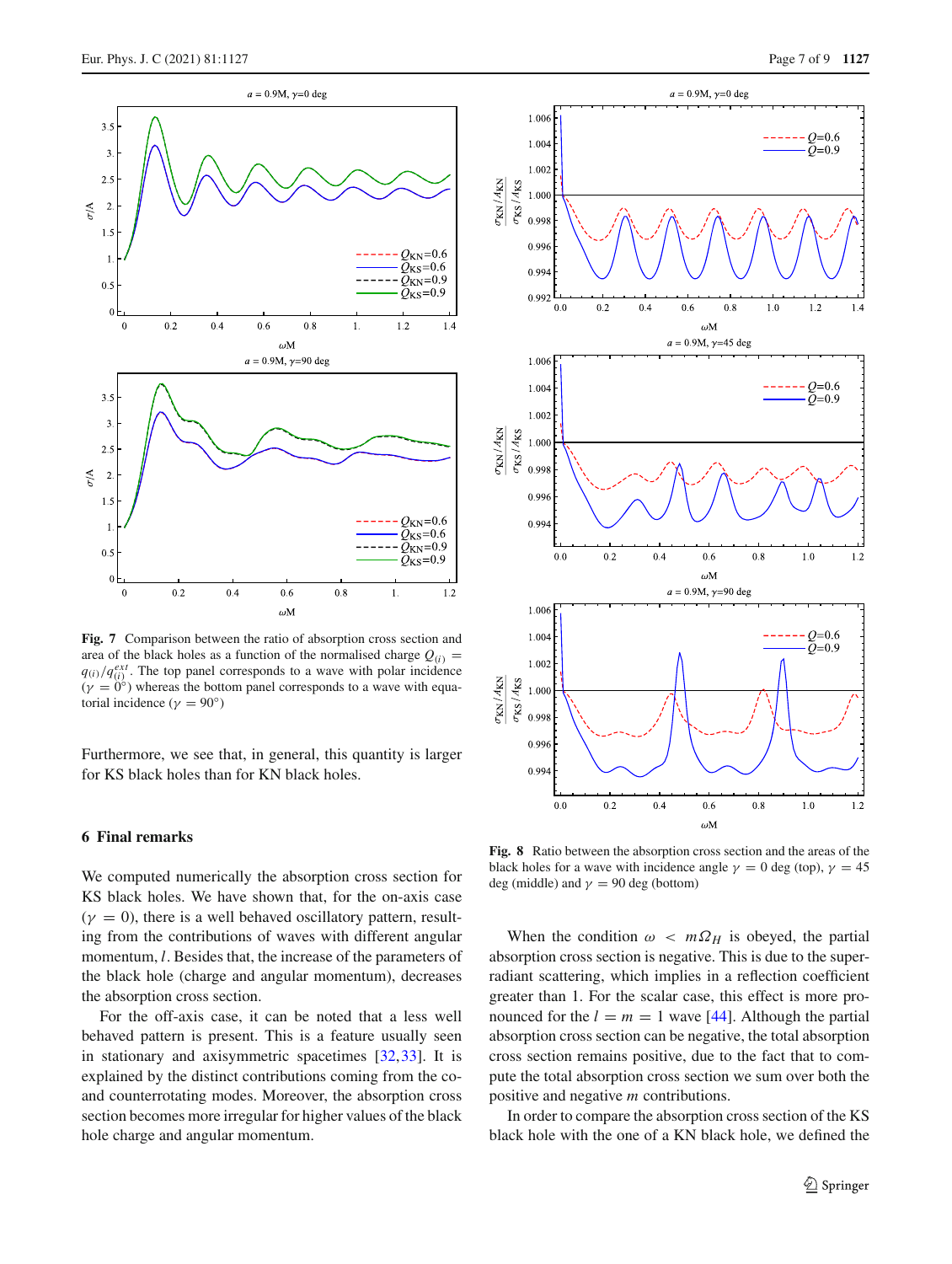Fig. 7 Comparison between the ratio of absorption cross section and area of the black holes as a function of the normalised charge $Q_{(i)} = q_{(i)}/q_{(i)}^{ext}$. The top panel corresponds to a wave with polar incidence ($\gamma = 0°$) whereas the bottom panel corresponds to a wave with equatorial incidence ($\gamma = 90°$)

Furthermore, we see that, in general, this quantity is larger for KS black holes than for KN black holes.

## 6 Final remarks

We computed numerically the absorption cross section for KS black holes. We have shown that, for the on-axis case ($\gamma = 0$), there is a well behaved oscillatory pattern, resulting from the contributions of waves with different angular momentum, $l$. Besides that, the increase of the parameters of the black hole (charge and angular momentum), decreases the absorption cross section.

For the off-axis case, it can be noted that a less well behaved pattern is present. This is a feature usually seen in stationary and axisymmetric spacetimes [32,33]. It is explained by the distinct contributions coming from the co- and counterrotating modes. Moreover, the absorption cross section becomes more irregular for higher values of the black hole charge and angular momentum.

Fig. 8 Ratio between the absorption cross section and the areas of the black holes for a wave with incidence angle $\gamma = 0$ deg (top), $\gamma = 45$ deg (middle) and $\gamma = 90$ deg (bottom)

When the condition $\omega < m\Omega_H$ is obeyed, the partial absorption cross section is negative. This is due to the superradiant scattering, which implies in a reflection coefficient greater than 1. For the scalar case, this effect is more pronounced for the $l = m = 1$ wave [44]. Although the partial absorption cross section can be negative, the total absorption cross section remains positive, due to the fact that to compute the total absorption cross section we sum over both the positive and negative $m$ contributions.

In order to compare the absorption cross section of the KS black hole with the one of a KN black hole, we defined the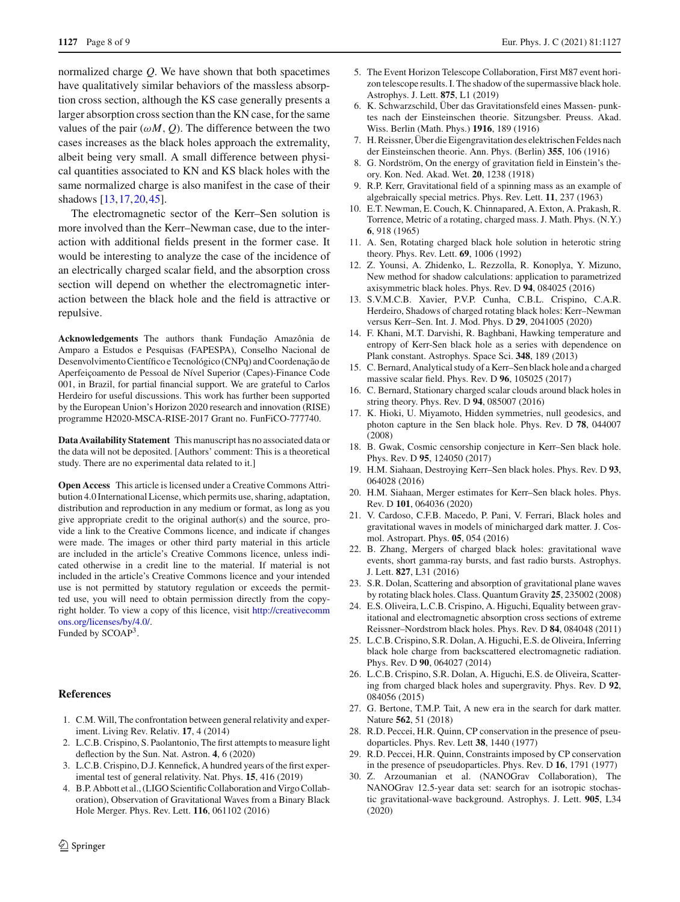normalized charge $Q$. We have shown that both spacetimes have qualitatively similar behaviors of the massless absorption cross section, although the KS case generally presents a larger absorption cross section than the KN case, for the same values of the pair $(\omega M, Q)$. The difference between the two cases increases as the black holes approach the extremality, albeit being very small. A small difference between physical quantities associated to KN and KS black holes with the same normalized charge is also manifest in the case of their shadows [13,17,20,45].

The electromagnetic sector of the Kerr–Sen solution is more involved than the Kerr–Newman case, due to the interaction with additional fields present in the former case. It would be interesting to analyze the case of the incidence of an electrically charged scalar field, and the absorption cross section will depend on whether the electromagnetic interaction between the black hole and the field is attractive or repulsive.

**Acknowledgements** The authors thank Fundação Amazônia de Amparo a Estudos e Pesquisas (FAPESPA), Conselho Nacional de Desenvolvimento Científico e Tecnológico (CNPq) and Coordenação de Aperfeiçoamento de Pessoal de Nível Superior (Capes)-Finance Code 001, in Brazil, for partial financial support. We are grateful to Carlos Herdeiro for useful discussions. This work has further been supported by the European Union's Horizon 2020 research and innovation (RISE) programme H2020-MSCA-RISE-2017 Grant no. FunFiCO-777740.

**Data Availability Statement** This manuscript has no associated data or the data will not be deposited. [Authors' comment: This is a theoretical study. There are no experimental data related to it.]

**Open Access** This article is licensed under a Creative Commons Attribution 4.0 International License, which permits use, sharing, adaptation, distribution and reproduction in any medium or format, as long as you give appropriate credit to the original author(s) and the source, provide a link to the Creative Commons licence, and indicate if changes were made. The images or other third party material in this article are included in the article's Creative Commons licence, unless indicated otherwise in a credit line to the material. If material is not included in the article's Creative Commons licence and your intended use is not permitted by statutory regulation or exceeds the permitted use, you will need to obtain permission directly from the copyright holder. To view a copy of this licence, visit http://creativecommons.org/licenses/by/4.0/.
Funded by SCOAP[3].

## References

1. C.M. Will, The confrontation between general relativity and experiment. Living Rev. Relativ. **17**, 4 (2014)
2. L.C.B. Crispino, S. Paolantonio, The first attempts to measure light deflection by the Sun. Nat. Astron. **4**, 6 (2020)
3. L.C.B. Crispino, D.J. Kennefick, A hundred years of the first experimental test of general relativity. Nat. Phys. **15**, 416 (2019)
4. B.P. Abbott et al., (LIGO Scientific Collaboration and Virgo Collaboration), Observation of Gravitational Waves from a Binary Black Hole Merger. Phys. Rev. Lett. **116**, 061102 (2016)
5. The Event Horizon Telescope Collaboration, First M87 event horizon telescope results. I. The shadow of the supermassive black hole. Astrophys. J. Lett. **875**, L1 (2019)
6. K. Schwarzschild, Über das Gravitationsfeld eines Massen- punktes nach der Einsteinschen theorie. Sitzungsber. Preuss. Akad. Wiss. Berlin (Math. Phys.) **1916**, 189 (1916)
7. H. Reissner, Über die Eigengravitation des elektrischen Feldes nach der Einsteinschen theorie. Ann. Phys. (Berlin) **355**, 106 (1916)
8. G. Nordström, On the energy of gravitation field in Einstein's theory. Kon. Ned. Akad. Wet. **20**, 1238 (1918)
9. R.P. Kerr, Gravitational field of a spinning mass as an example of algebraically special metrics. Phys. Rev. Lett. **11**, 237 (1963)
10. E.T. Newman, E. Couch, K. Chinnapared, A. Exton, A. Prakash, R. Torrence, Metric of a rotating, charged mass. J. Math. Phys. (N.Y.) **6**, 918 (1965)
11. A. Sen, Rotating charged black hole solution in heterotic string theory. Phys. Rev. Lett. **69**, 1006 (1992)
12. Z. Younsi, A. Zhidenko, L. Rezzolla, R. Konoplya, Y. Mizuno, New method for shadow calculations: application to parametrized axisymmetric black holes. Phys. Rev. D **94**, 084025 (2016)
13. S.V.M.C.B. Xavier, P.V.P. Cunha, C.B.L. Crispino, C.A.R. Herdeiro, Shadows of charged rotating black holes: Kerr–Newman versus Kerr–Sen. Int. J. Mod. Phys. D **29**, 2041005 (2020)
14. F. Khani, M.T. Darvishi, R. Baghbani, Hawking temperature and entropy of Kerr-Sen black hole as a series with dependence on Plank constant. Astrophys. Space Sci. **348**, 189 (2013)
15. C. Bernard, Analytical study of a Kerr–Sen black hole and a charged massive scalar field. Phys. Rev. D **96**, 105025 (2017)
16. C. Bernard, Stationary charged scalar clouds around black holes in string theory. Phys. Rev. D **94**, 085007 (2016)
17. K. Hioki, U. Miyamoto, Hidden symmetries, null geodesics, and photon capture in the Sen black hole. Phys. Rev. D **78**, 044007 (2008)
18. B. Gwak, Cosmic censorship conjecture in Kerr–Sen black hole. Phys. Rev. D **95**, 124050 (2017)
19. H.M. Siahaan, Destroying Kerr–Sen black holes. Phys. Rev. D **93**, 064028 (2016)
20. H.M. Siahaan, Merger estimates for Kerr–Sen black holes. Phys. Rev. D **101**, 064036 (2020)
21. V. Cardoso, C.F.B. Macedo, P. Pani, V. Ferrari, Black holes and gravitational waves in models of minicharged dark matter. J. Cosmol. Astropart. Phys. **05**, 054 (2016)
22. B. Zhang, Mergers of charged black holes: gravitational wave events, short gamma-ray bursts, and fast radio bursts. Astrophys. J. Lett. **827**, L31 (2016)
23. S.R. Dolan, Scattering and absorption of gravitational plane waves by rotating black holes. Class. Quantum Gravity **25**, 235002 (2008)
24. E.S. Oliveira, L.C.B. Crispino, A. Higuchi, Equality between gravitational and electromagnetic absorption cross sections of extreme Reissner–Nordstrom black holes. Phys. Rev. D **84**, 084048 (2011)
25. L.C.B. Crispino, S.R. Dolan, A. Higuchi, E.S. de Oliveira, Inferring black hole charge from backscattered electromagnetic radiation. Phys. Rev. D **90**, 064027 (2014)
26. L.C.B. Crispino, S.R. Dolan, A. Higuchi, E.S. de Oliveira, Scattering from charged black holes and supergravity. Phys. Rev. D **92**, 084056 (2015)
27. G. Bertone, T.M.P. Tait, A new era in the search for dark matter. Nature **562**, 51 (2018)
28. R.D. Peccei, H.R. Quinn, CP conservation in the presence of pseudoparticles. Phys. Rev. Lett **38**, 1440 (1977)
29. R.D. Peccei, H.R. Quinn, Constraints imposed by CP conservation in the presence of pseudoparticles. Phys. Rev. D **16**, 1791 (1977)
30. Z. Arzoumanian et al. (NANOGrav Collaboration), The NANOGrav 12.5-year data set: search for an isotropic stochastic gravitational-wave background. Astrophys. J. Lett. **905**, L34 (2020)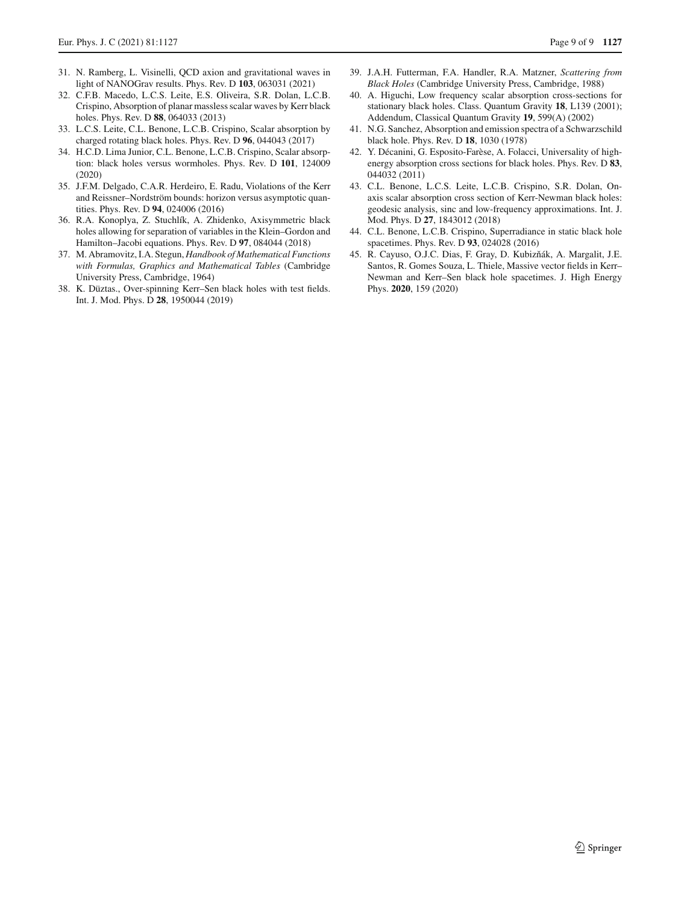31. N. Ramberg, L. Visinelli, QCD axion and gravitational waves in light of NANOGrav results. Phys. Rev. D **103**, 063031 (2021)
32. C.F.B. Macedo, L.C.S. Leite, E.S. Oliveira, S.R. Dolan, L.C.B. Crispino, Absorption of planar massless scalar waves by Kerr black holes. Phys. Rev. D **88**, 064033 (2013)
33. L.C.S. Leite, C.L. Benone, L.C.B. Crispino, Scalar absorption by charged rotating black holes. Phys. Rev. D **96**, 044043 (2017)
34. H.C.D. Lima Junior, C.L. Benone, L.C.B. Crispino, Scalar absorption: black holes versus wormholes. Phys. Rev. D **101**, 124009 (2020)
35. J.F.M. Delgado, C.A.R. Herdeiro, E. Radu, Violations of the Kerr and Reissner–Nordström bounds: horizon versus asymptotic quantities. Phys. Rev. D **94**, 024006 (2016)
36. R.A. Konoplya, Z. Stuchlík, A. Zhidenko, Axisymmetric black holes allowing for separation of variables in the Klein–Gordon and Hamilton–Jacobi equations. Phys. Rev. D **97**, 084044 (2018)
37. M. Abramovitz, I.A. Stegun, *Handbook of Mathematical Functions with Formulas, Graphics and Mathematical Tables* (Cambridge University Press, Cambridge, 1964)
38. K. Düztas., Over-spinning Kerr–Sen black holes with test fields. Int. J. Mod. Phys. D **28**, 1950044 (2019)
39. J.A.H. Futterman, F.A. Handler, R.A. Matzner, *Scattering from Black Holes* (Cambridge University Press, Cambridge, 1988)
40. A. Higuchi, Low frequency scalar absorption cross-sections for stationary black holes. Class. Quantum Gravity **18**, L139 (2001); Addendum, Classical Quantum Gravity **19**, 599(A) (2002)
41. N.G. Sanchez, Absorption and emission spectra of a Schwarzschild black hole. Phys. Rev. D **18**, 1030 (1978)
42. Y. Décanini, G. Esposito-Farèse, A. Folacci, Universality of high-energy absorption cross sections for black holes. Phys. Rev. D **83**, 044032 (2011)
43. C.L. Benone, L.C.S. Leite, L.C.B. Crispino, S.R. Dolan, On-axis scalar absorption cross section of Kerr-Newman black holes: geodesic analysis, sinc and low-frequency approximations. Int. J. Mod. Phys. D **27**, 1843012 (2018)
44. C.L. Benone, L.C.B. Crispino, Superradiance in static black hole spacetimes. Phys. Rev. D **93**, 024028 (2016)
45. R. Cayuso, O.J.C. Dias, F. Gray, D. Kubizňák, A. Margalit, J.E. Santos, R. Gomes Souza, L. Thiele, Massive vector fields in Kerr–Newman and Kerr–Sen black hole spacetimes. J. High Energy Phys. **2020**, 159 (2020)